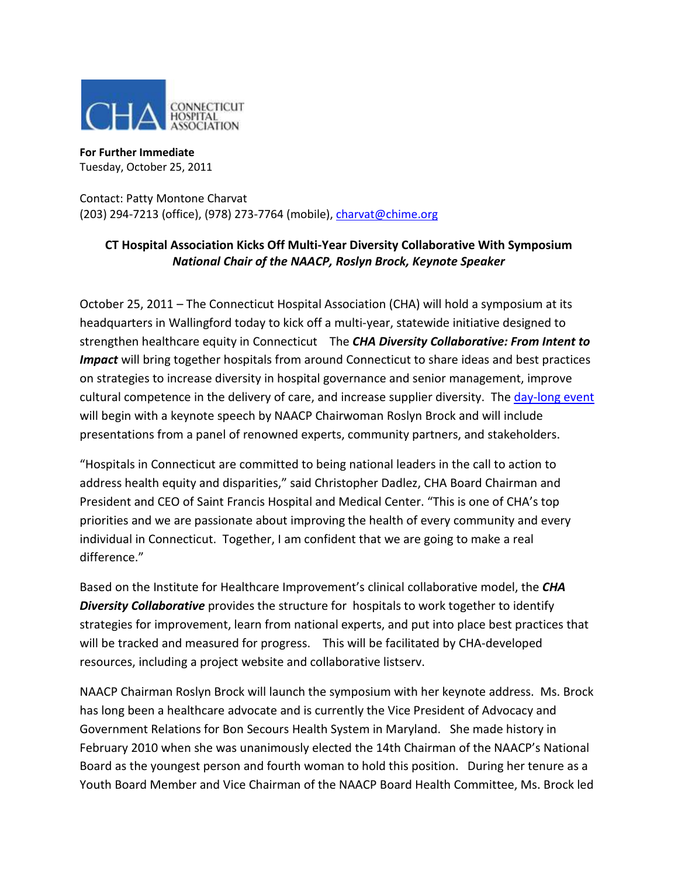CONNECTICUT HOSPITAL ASSOCIATION

**For Further Immediate**
Tuesday, October 25, 2011

Contact: Patty Montone Charvat
(203) 294-7213 (office), (978) 273-7764 (mobile), charvat@chime.org

**CT Hospital Association Kicks Off Multi-Year Diversity Collaborative With Symposium**
***National Chair of the NAACP, Roslyn Brock, Keynote Speaker***

October 25, 2011 – The Connecticut Hospital Association (CHA) will hold a symposium at its headquarters in Wallingford today to kick off a multi-year, statewide initiative designed to strengthen healthcare equity in Connecticut The ***CHA Diversity Collaborative: From Intent to Impact*** will bring together hospitals from around Connecticut to share ideas and best practices on strategies to increase diversity in hospital governance and senior management, improve cultural competence in the delivery of care, and increase supplier diversity. The day-long event will begin with a keynote speech by NAACP Chairwoman Roslyn Brock and will include presentations from a panel of renowned experts, community partners, and stakeholders.

"Hospitals in Connecticut are committed to being national leaders in the call to action to address health equity and disparities," said Christopher Dadlez, CHA Board Chairman and President and CEO of Saint Francis Hospital and Medical Center. "This is one of CHA's top priorities and we are passionate about improving the health of every community and every individual in Connecticut. Together, I am confident that we are going to make a real difference."

Based on the Institute for Healthcare Improvement's clinical collaborative model, the ***CHA Diversity Collaborative*** provides the structure for hospitals to work together to identify strategies for improvement, learn from national experts, and put into place best practices that will be tracked and measured for progress. This will be facilitated by CHA-developed resources, including a project website and collaborative listserv.

NAACP Chairman Roslyn Brock will launch the symposium with her keynote address. Ms. Brock has long been a healthcare advocate and is currently the Vice President of Advocacy and Government Relations for Bon Secours Health System in Maryland. She made history in February 2010 when she was unanimously elected the 14th Chairman of the NAACP's National Board as the youngest person and fourth woman to hold this position. During her tenure as a Youth Board Member and Vice Chairman of the NAACP Board Health Committee, Ms. Brock led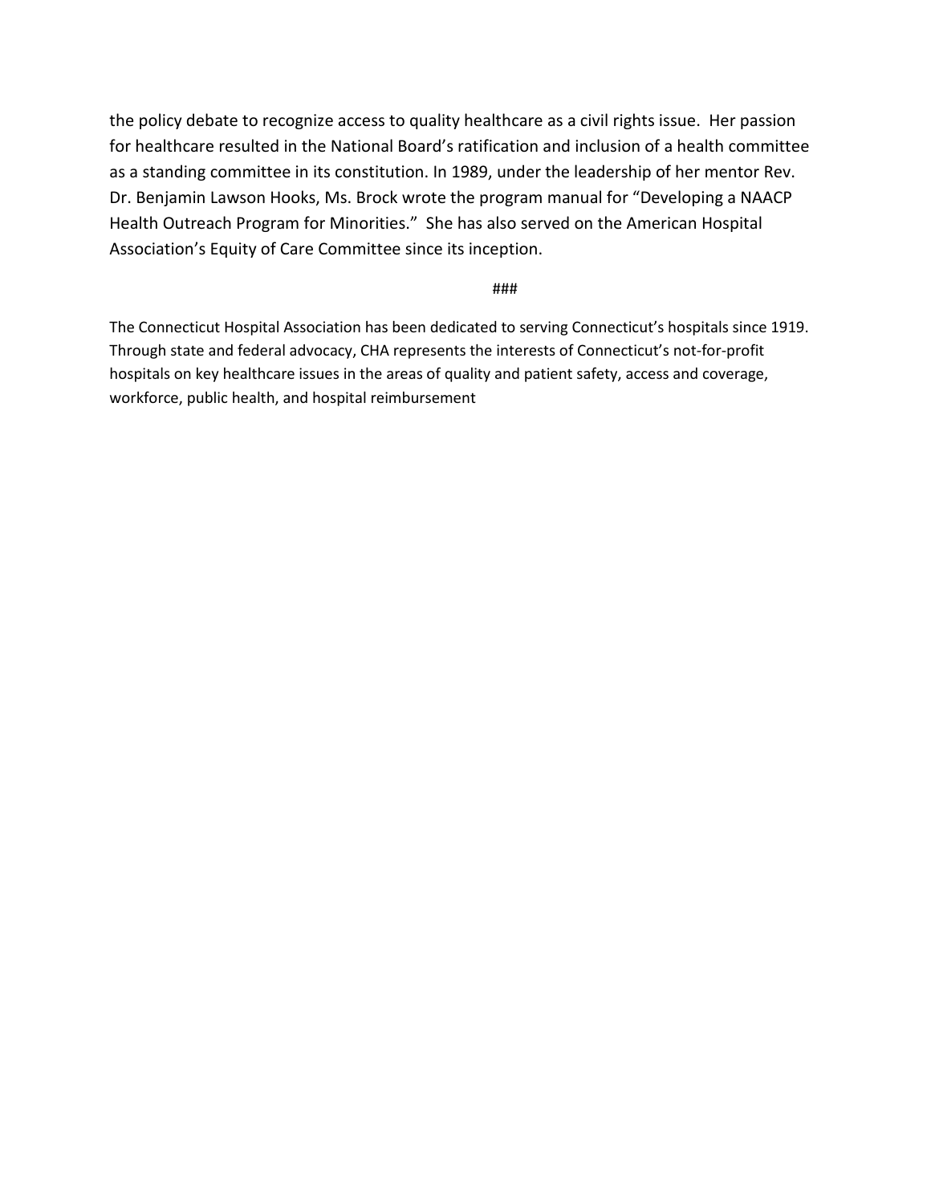the policy debate to recognize access to quality healthcare as a civil rights issue. Her passion for healthcare resulted in the National Board's ratification and inclusion of a health committee as a standing committee in its constitution. In 1989, under the leadership of her mentor Rev. Dr. Benjamin Lawson Hooks, Ms. Brock wrote the program manual for "Developing a NAACP Health Outreach Program for Minorities." She has also served on the American Hospital Association's Equity of Care Committee since its inception.

###

The Connecticut Hospital Association has been dedicated to serving Connecticut's hospitals since 1919. Through state and federal advocacy, CHA represents the interests of Connecticut's not-for-profit hospitals on key healthcare issues in the areas of quality and patient safety, access and coverage, workforce, public health, and hospital reimbursement